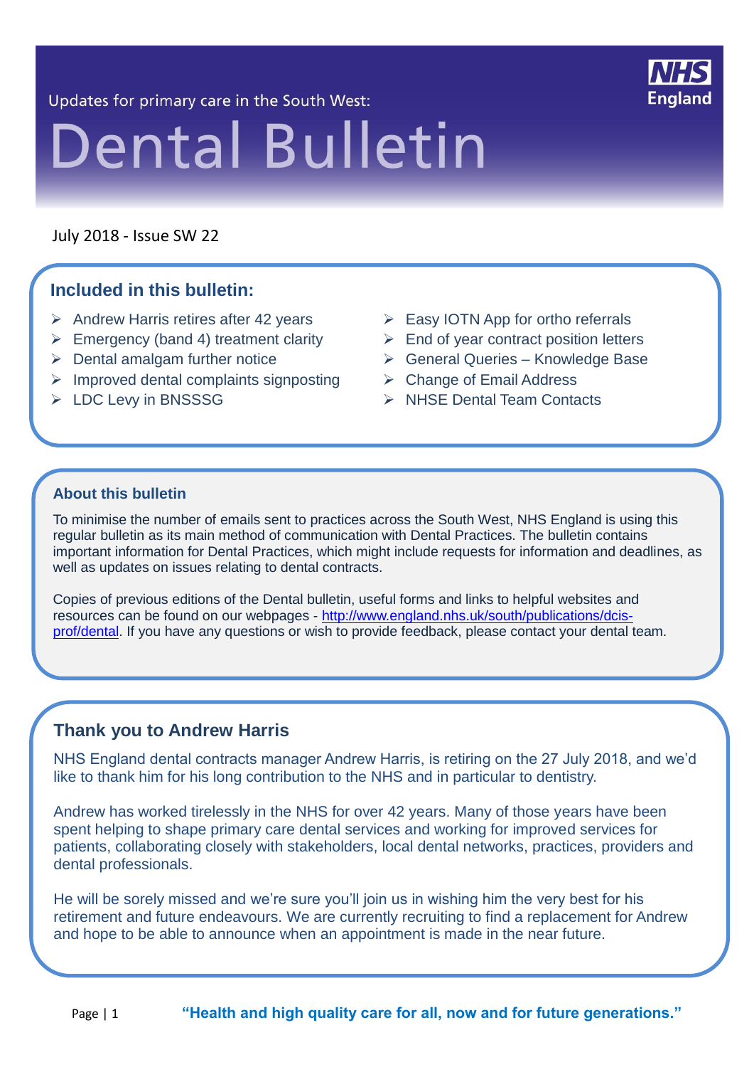Updates for primary care in the South West:

# Dental Bulletin

July 2018 - Issue SW 22

## Included in this bulletin:

- Andrew Harris retires after 42 years
- Emergency (band 4) treatment clarity
- Dental amalgam further notice
- Improved dental complaints signposting
- LDC Levy in BNSSSG
- Easy IOTN App for ortho referrals
- End of year contract position letters
- General Queries – Knowledge Base
- Change of Email Address
- NHSE Dental Team Contacts

### About this bulletin

To minimise the number of emails sent to practices across the South West, NHS England is using this regular bulletin as its main method of communication with Dental Practices. The bulletin contains important information for Dental Practices, which might include requests for information and deadlines, as well as updates on issues relating to dental contracts.

Copies of previous editions of the Dental bulletin, useful forms and links to helpful websites and resources can be found on our webpages - [http://www.england.nhs.uk/south/publications/dcis-prof/dental](http://www.england.nhs.uk/south/publications/dcis-prof/dental). If you have any questions or wish to provide feedback, please contact your dental team.

## Thank you to Andrew Harris

NHS England dental contracts manager Andrew Harris, is retiring on the 27 July 2018, and we'd like to thank him for his long contribution to the NHS and in particular to dentistry.

Andrew has worked tirelessly in the NHS for over 42 years. Many of those years have been spent helping to shape primary care dental services and working for improved services for patients, collaborating closely with stakeholders, local dental networks, practices, providers and dental professionals.

He will be sorely missed and we're sure you'll join us in wishing him the very best for his retirement and future endeavours. We are currently recruiting to find a replacement for Andrew and hope to be able to announce when an appointment is made in the near future.

**"Health and high quality care for all, now and for future generations."**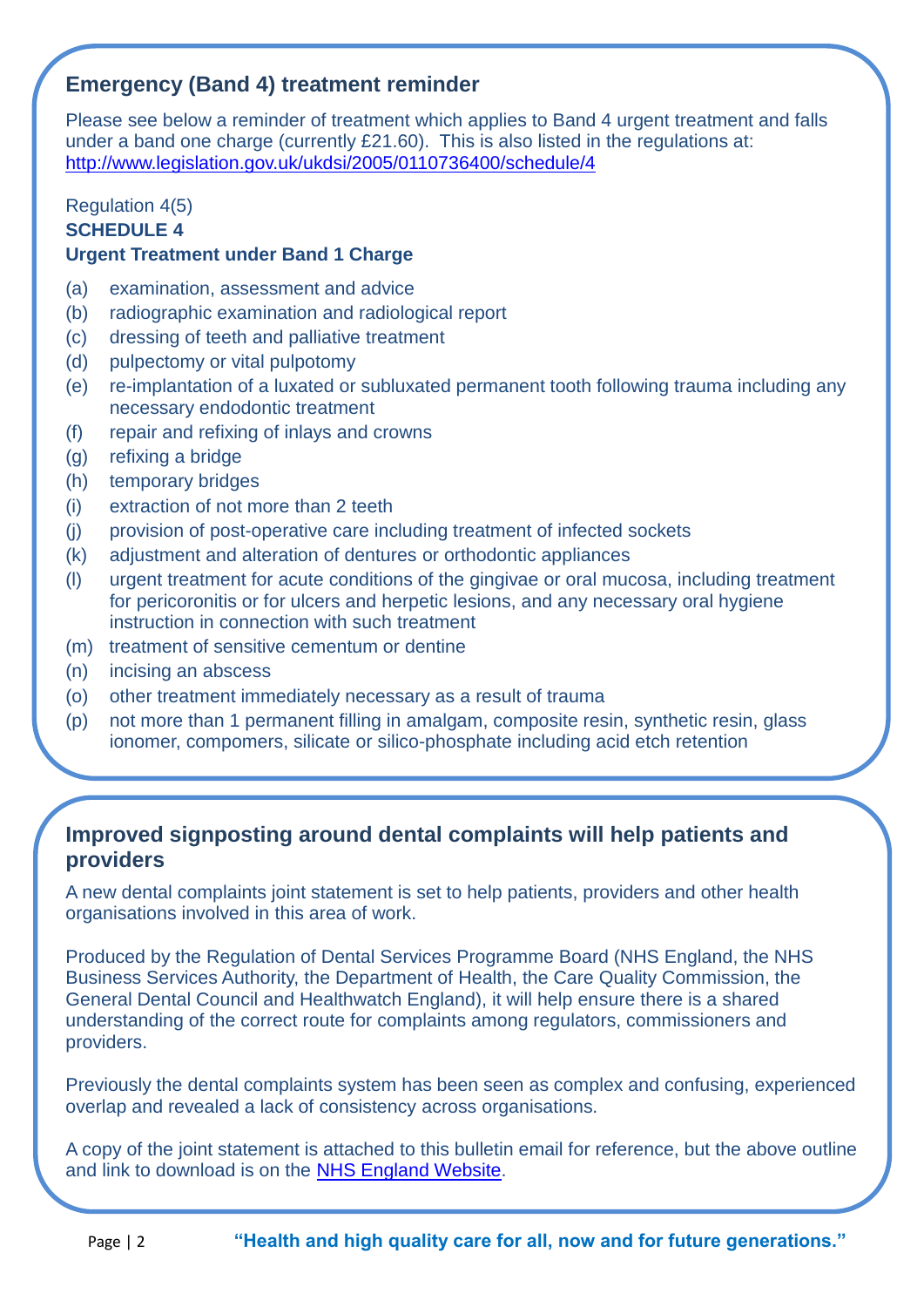## Emergency (Band 4) treatment reminder

Please see below a reminder of treatment which applies to Band 4 urgent treatment and falls under a band one charge (currently £21.60). This is also listed in the regulations at: [http://www.legislation.gov.uk/ukdsi/2005/0110736400/schedule/4](http://www.legislation.gov.uk/ukdsi/2005/0110736400/schedule/4)

Regulation 4(5)
**SCHEDULE 4**
**Urgent Treatment under Band 1 Charge**

(a) examination, assessment and advice
(b) radiographic examination and radiological report
(c) dressing of teeth and palliative treatment
(d) pulpectomy or vital pulpotomy
(e) re-implantation of a luxated or subluxated permanent tooth following trauma including any necessary endodontic treatment
(f) repair and refixing of inlays and crowns
(g) refixing a bridge
(h) temporary bridges
(i) extraction of not more than 2 teeth
(j) provision of post-operative care including treatment of infected sockets
(k) adjustment and alteration of dentures or orthodontic appliances
(l) urgent treatment for acute conditions of the gingivae or oral mucosa, including treatment for pericoronitis or for ulcers and herpetic lesions, and any necessary oral hygiene instruction in connection with such treatment
(m) treatment of sensitive cementum or dentine
(n) incising an abscess
(o) other treatment immediately necessary as a result of trauma
(p) not more than 1 permanent filling in amalgam, composite resin, synthetic resin, glass ionomer, compomers, silicate or silico-phosphate including acid etch retention

## Improved signposting around dental complaints will help patients and providers

A new dental complaints joint statement is set to help patients, providers and other health organisations involved in this area of work.

Produced by the Regulation of Dental Services Programme Board (NHS England, the NHS Business Services Authority, the Department of Health, the Care Quality Commission, the General Dental Council and Healthwatch England), it will help ensure there is a shared understanding of the correct route for complaints among regulators, commissioners and providers.

Previously the dental complaints system has been seen as complex and confusing, experienced overlap and revealed a lack of consistency across organisations.

A copy of the joint statement is attached to this bulletin email for reference, but the above outline and link to download is on the NHS England Website.

**"Health and high quality care for all, now and for future generations."**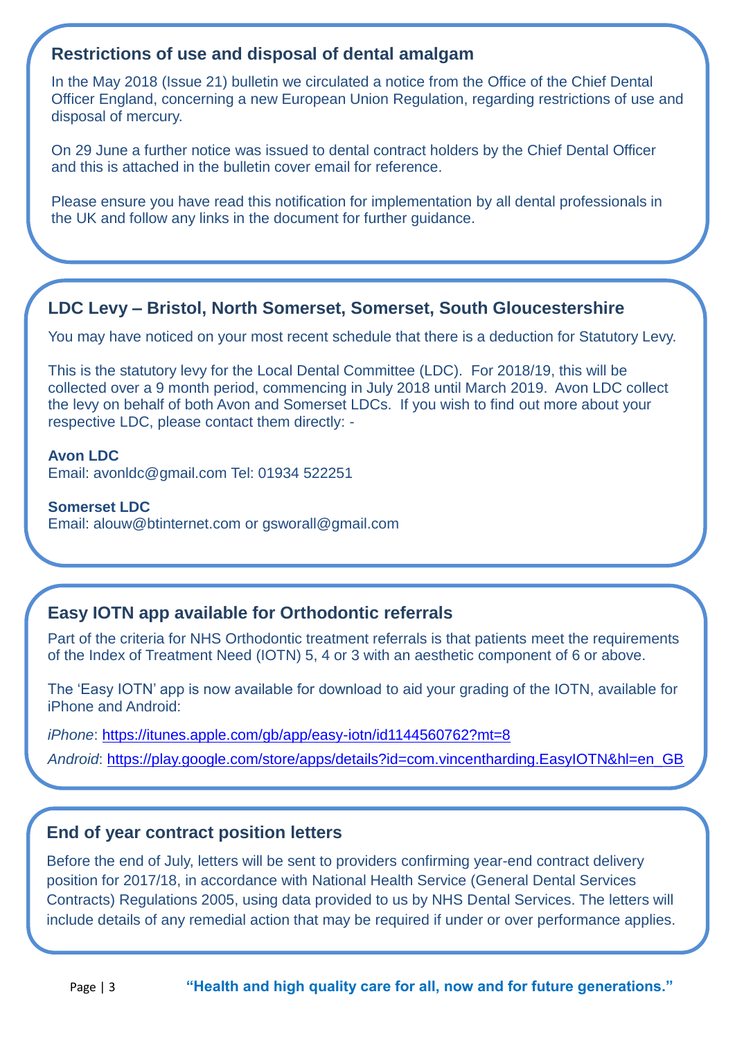## Restrictions of use and disposal of dental amalgam

In the May 2018 (Issue 21) bulletin we circulated a notice from the Office of the Chief Dental Officer England, concerning a new European Union Regulation, regarding restrictions of use and disposal of mercury.

On 29 June a further notice was issued to dental contract holders by the Chief Dental Officer and this is attached in the bulletin cover email for reference.

Please ensure you have read this notification for implementation by all dental professionals in the UK and follow any links in the document for further guidance.

## LDC Levy – Bristol, North Somerset, Somerset, South Gloucestershire

You may have noticed on your most recent schedule that there is a deduction for Statutory Levy.

This is the statutory levy for the Local Dental Committee (LDC). For 2018/19, this will be collected over a 9 month period, commencing in July 2018 until March 2019. Avon LDC collect the levy on behalf of both Avon and Somerset LDCs. If you wish to find out more about your respective LDC, please contact them directly: -

**Avon LDC**
Email: avonldc@gmail.com Tel: 01934 522251

**Somerset LDC**
Email: alouw@btinternet.com or gsworall@gmail.com

## Easy IOTN app available for Orthodontic referrals

Part of the criteria for NHS Orthodontic treatment referrals is that patients meet the requirements of the Index of Treatment Need (IOTN) 5, 4 or 3 with an aesthetic component of 6 or above.

The 'Easy IOTN' app is now available for download to aid your grading of the IOTN, available for iPhone and Android:

*iPhone*: https://itunes.apple.com/gb/app/easy-iotn/id1144560762?mt=8

*Android*: https://play.google.com/store/apps/details?id=com.vincentharding.EasyIOTN&hl=en_GB

## End of year contract position letters

Before the end of July, letters will be sent to providers confirming year-end contract delivery position for 2017/18, in accordance with National Health Service (General Dental Services Contracts) Regulations 2005, using data provided to us by NHS Dental Services. The letters will include details of any remedial action that may be required if under or over performance applies.

**"Health and high quality care for all, now and for future generations."**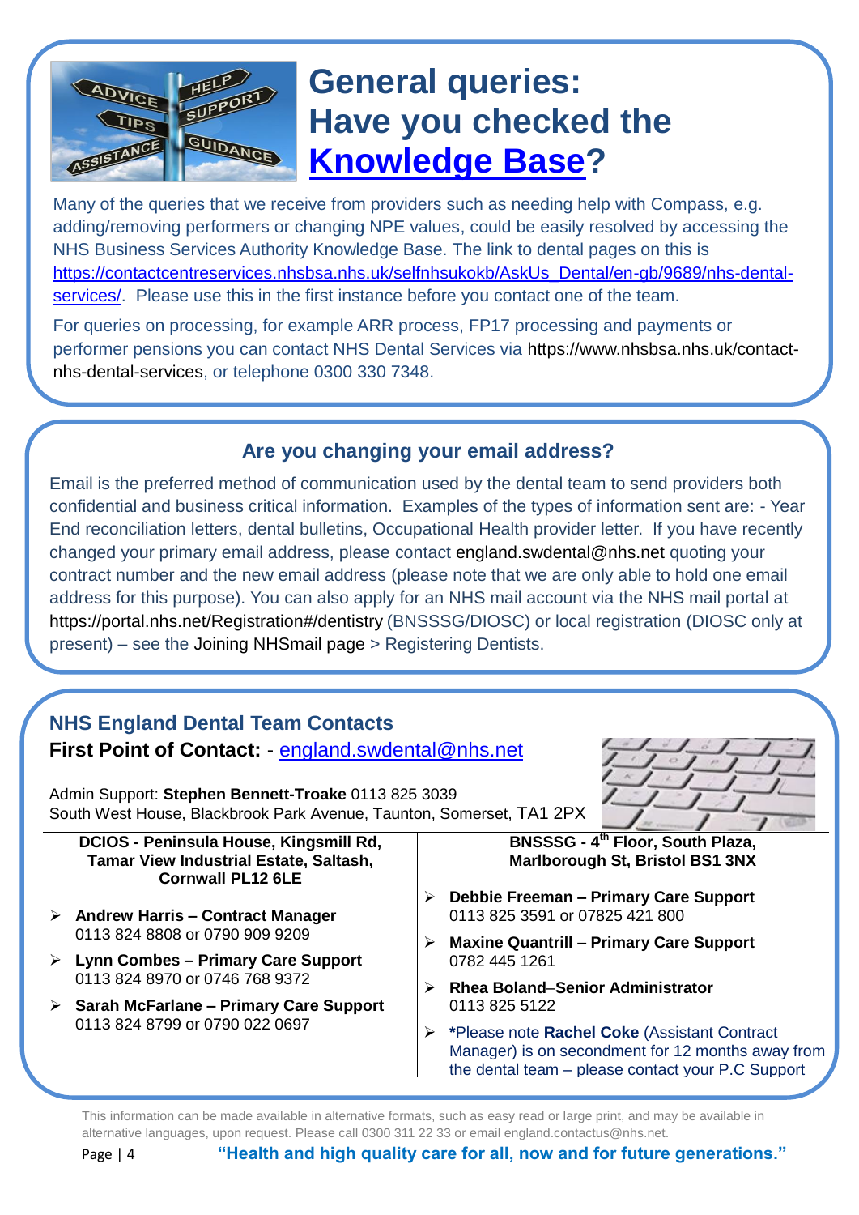## General queries: Have you checked the [Knowledge Base](https://contactcentreservices.nhsbsa.nhs.uk/selfnhsukokb/AskUs_Dental/en-gb/9689/nhs-dental-services/)?

Many of the queries that we receive from providers such as needing help with Compass, e.g. adding/removing performers or changing NPE values, could be easily resolved by accessing the NHS Business Services Authority Knowledge Base. The link to dental pages on this is https://contactcentreservices.nhsbsa.nhs.uk/selfnhsukokb/AskUs_Dental/en-gb/9689/nhs-dental-services/. Please use this in the first instance before you contact one of the team.

For queries on processing, for example ARR process, FP17 processing and payments or performer pensions you can contact NHS Dental Services via https://www.nhsbsa.nhs.uk/contact-nhs-dental-services, or telephone 0300 330 7348.

### Are you changing your email address?

Email is the preferred method of communication used by the dental team to send providers both confidential and business critical information. Examples of the types of information sent are: - Year End reconciliation letters, dental bulletins, Occupational Health provider letter. If you have recently changed your primary email address, please contact england.swdental@nhs.net quoting your contract number and the new email address (please note that we are only able to hold one email address for this purpose). You can also apply for an NHS mail account via the NHS mail portal at https://portal.nhs.net/Registration#/dentistry (BNSSSG/DIOSC) or local registration (DIOSC only at present) – see the Joining NHSmail page > Registering Dentists.

### NHS England Dental Team Contacts

**First Point of Contact:** - england.swdental@nhs.net

Admin Support: **Stephen Bennett-Troake** 0113 825 3039
South West House, Blackbrook Park Avenue, Taunton, Somerset, TA1 2PX

**DCIOS - Peninsula House, Kingsmill Rd, Tamar View Industrial Estate, Saltash, Cornwall PL12 6LE**

- **Andrew Harris – Contract Manager**
  0113 824 8808 or 0790 909 9209
- **Lynn Combes – Primary Care Support**
  0113 824 8970 or 0746 768 9372
- **Sarah McFarlane – Primary Care Support**
  0113 824 8799 or 0790 022 0697

**BNSSSG - 4th Floor, South Plaza, Marlborough St, Bristol BS1 3NX**

- **Debbie Freeman – Primary Care Support**
  0113 825 3591 or 07825 421 800
- **Maxine Quantrill – Primary Care Support**
  0782 445 1261
- **Rhea Boland–Senior Administrator**
  0113 825 5122
- ***Please note Rachel Coke** (Assistant Contract Manager) is on secondment for 12 months away from the dental team – please contact your P.C Support

This information can be made available in alternative formats, such as easy read or large print, and may be available in alternative languages, upon request. Please call 0300 311 22 33 or email england.contactus@nhs.net.

**"Health and high quality care for all, now and for future generations."**